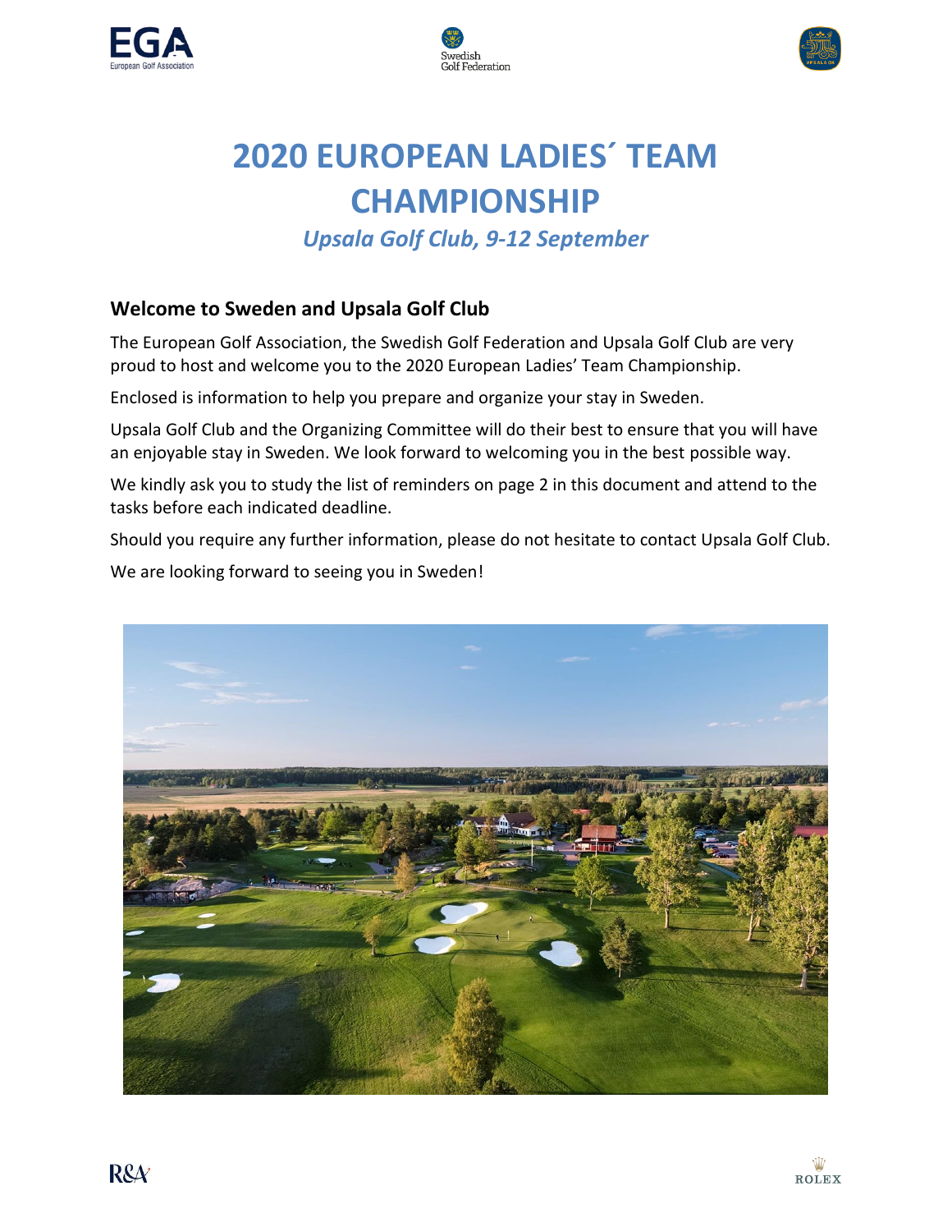# 2020 EUROPEAN LADIES´ TEAM CHAMPIONSHIP

*Upsala Golf Club, 9-12 September*

## Welcome to Sweden and Upsala Golf Club

The European Golf Association, the Swedish Golf Federation and Upsala Golf Club are very proud to host and welcome you to the 2020 European Ladies' Team Championship.

Enclosed is information to help you prepare and organize your stay in Sweden.

Upsala Golf Club and the Organizing Committee will do their best to ensure that you will have an enjoyable stay in Sweden. We look forward to welcoming you in the best possible way.

We kindly ask you to study the list of reminders on page 2 in this document and attend to the tasks before each indicated deadline.

Should you require any further information, please do not hesitate to contact Upsala Golf Club.

We are looking forward to seeing you in Sweden!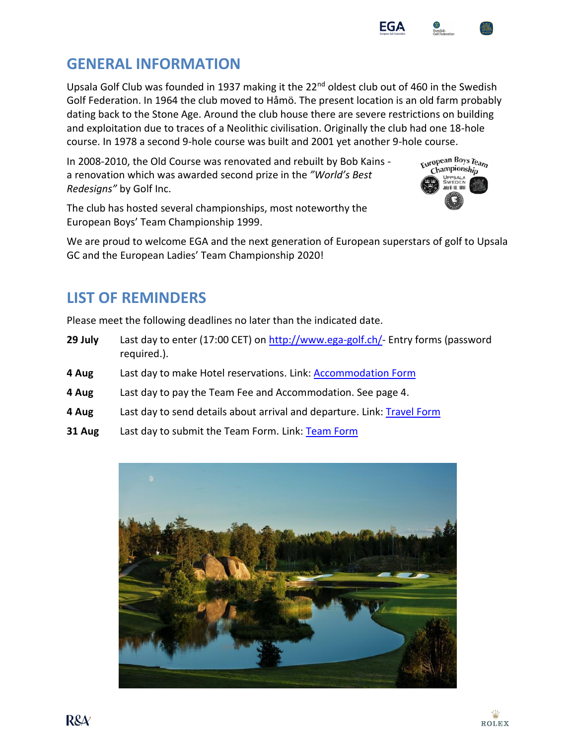# GENERAL INFORMATION

Upsala Golf Club was founded in 1937 making it the 22nd oldest club out of 460 in the Swedish Golf Federation. In 1964 the club moved to Håmö. The present location is an old farm probably dating back to the Stone Age. Around the club house there are severe restrictions on building and exploitation due to traces of a Neolithic civilisation. Originally the club had one 18-hole course. In 1978 a second 9-hole course was built and 2001 yet another 9-hole course.

In 2008-2010, the Old Course was renovated and rebuilt by Bob Kains - a renovation which was awarded second prize in the *"World's Best Redesigns"* by Golf Inc.

The club has hosted several championships, most noteworthy the European Boys' Team Championship 1999.

We are proud to welcome EGA and the next generation of European superstars of golf to Upsala GC and the European Ladies' Team Championship 2020!

# LIST OF REMINDERS

Please meet the following deadlines no later than the indicated date.

**29 July** Last day to enter (17:00 CET) on http://www.ega-golf.ch/- Entry forms (password required.).

**4 Aug** Last day to make Hotel reservations. Link: Accommodation Form

**4 Aug** Last day to pay the Team Fee and Accommodation. See page 4.

**4 Aug** Last day to send details about arrival and departure. Link: Travel Form

**31 Aug** Last day to submit the Team Form. Link: Team Form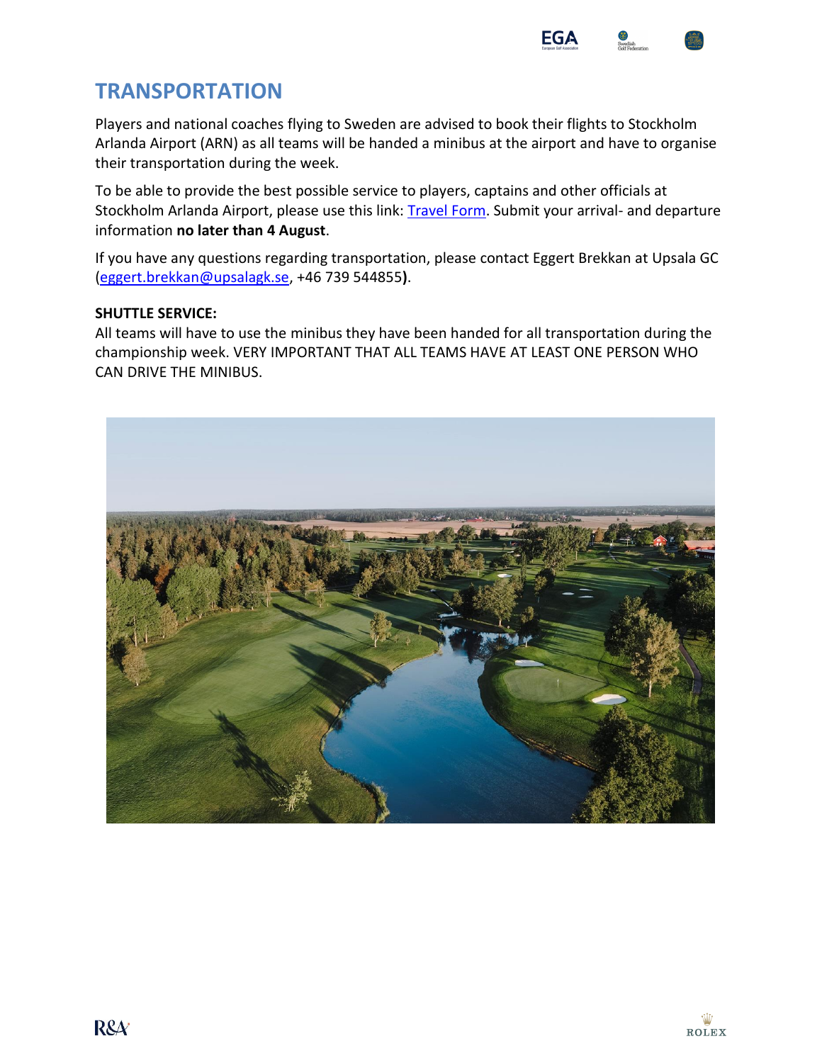# TRANSPORTATION

Players and national coaches flying to Sweden are advised to book their flights to Stockholm Arlanda Airport (ARN) as all teams will be handed a minibus at the airport and have to organise their transportation during the week.

To be able to provide the best possible service to players, captains and other officials at Stockholm Arlanda Airport, please use this link: Travel Form. Submit your arrival- and departure information **no later than 4 August**.

If you have any questions regarding transportation, please contact Eggert Brekkan at Upsala GC (eggert.brekkan@upsalagk.se, +46 739 544855**)**.

**SHUTTLE SERVICE:**
All teams will have to use the minibus they have been handed for all transportation during the championship week. VERY IMPORTANT THAT ALL TEAMS HAVE AT LEAST ONE PERSON WHO CAN DRIVE THE MINIBUS.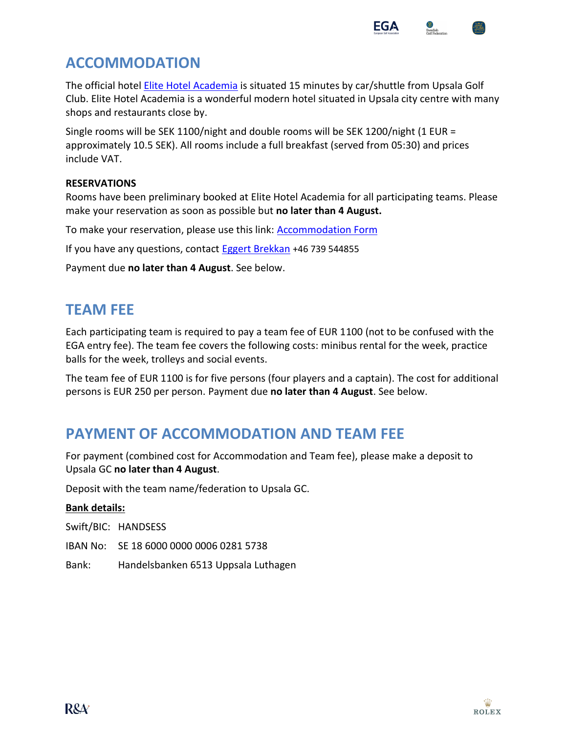## ACCOMMODATION

The official hotel Elite Hotel Academia is situated 15 minutes by car/shuttle from Upsala Golf Club. Elite Hotel Academia is a wonderful modern hotel situated in Upsala city centre with many shops and restaurants close by.

Single rooms will be SEK 1100/night and double rooms will be SEK 1200/night (1 EUR = approximately 10.5 SEK). All rooms include a full breakfast (served from 05:30) and prices include VAT.

**RESERVATIONS**

Rooms have been preliminary booked at Elite Hotel Academia for all participating teams. Please make your reservation as soon as possible but **no later than 4 August.**

To make your reservation, please use this link: Accommodation Form

If you have any questions, contact Eggert Brekkan +46 739 544855

Payment due **no later than 4 August**. See below.

## TEAM FEE

Each participating team is required to pay a team fee of EUR 1100 (not to be confused with the EGA entry fee). The team fee covers the following costs: minibus rental for the week, practice balls for the week, trolleys and social events.

The team fee of EUR 1100 is for five persons (four players and a captain). The cost for additional persons is EUR 250 per person. Payment due **no later than 4 August**. See below.

## PAYMENT OF ACCOMMODATION AND TEAM FEE

For payment (combined cost for Accommodation and Team fee), please make a deposit to Upsala GC **no later than 4 August**.

Deposit with the team name/federation to Upsala GC.

**Bank details:**

Swift/BIC: HANDSESS

IBAN No: SE 18 6000 0000 0006 0281 5738

Bank: Handelsbanken 6513 Uppsala Luthagen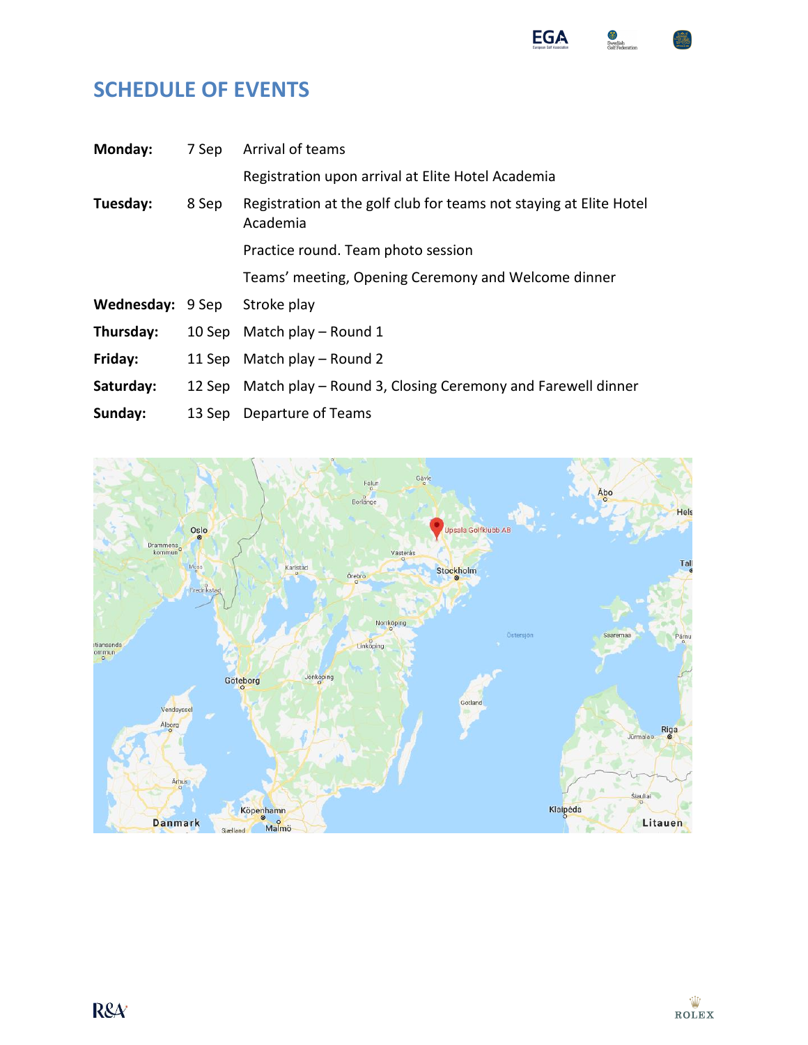# SCHEDULE OF EVENTS

| | | |
|---|---|---|
| **Monday:** | 7 Sep | Arrival of teams |
| | | Registration upon arrival at Elite Hotel Academia |
| **Tuesday:** | 8 Sep | Registration at the golf club for teams not staying at Elite Hotel Academia |
| | | Practice round. Team photo session |
| | | Teams' meeting, Opening Ceremony and Welcome dinner |
| **Wednesday:** | 9 Sep | Stroke play |
| **Thursday:** | 10 Sep | Match play – Round 1 |
| **Friday:** | 11 Sep | Match play – Round 2 |
| **Saturday:** | 12 Sep | Match play – Round 3, Closing Ceremony and Farewell dinner |
| **Sunday:** | 13 Sep | Departure of Teams |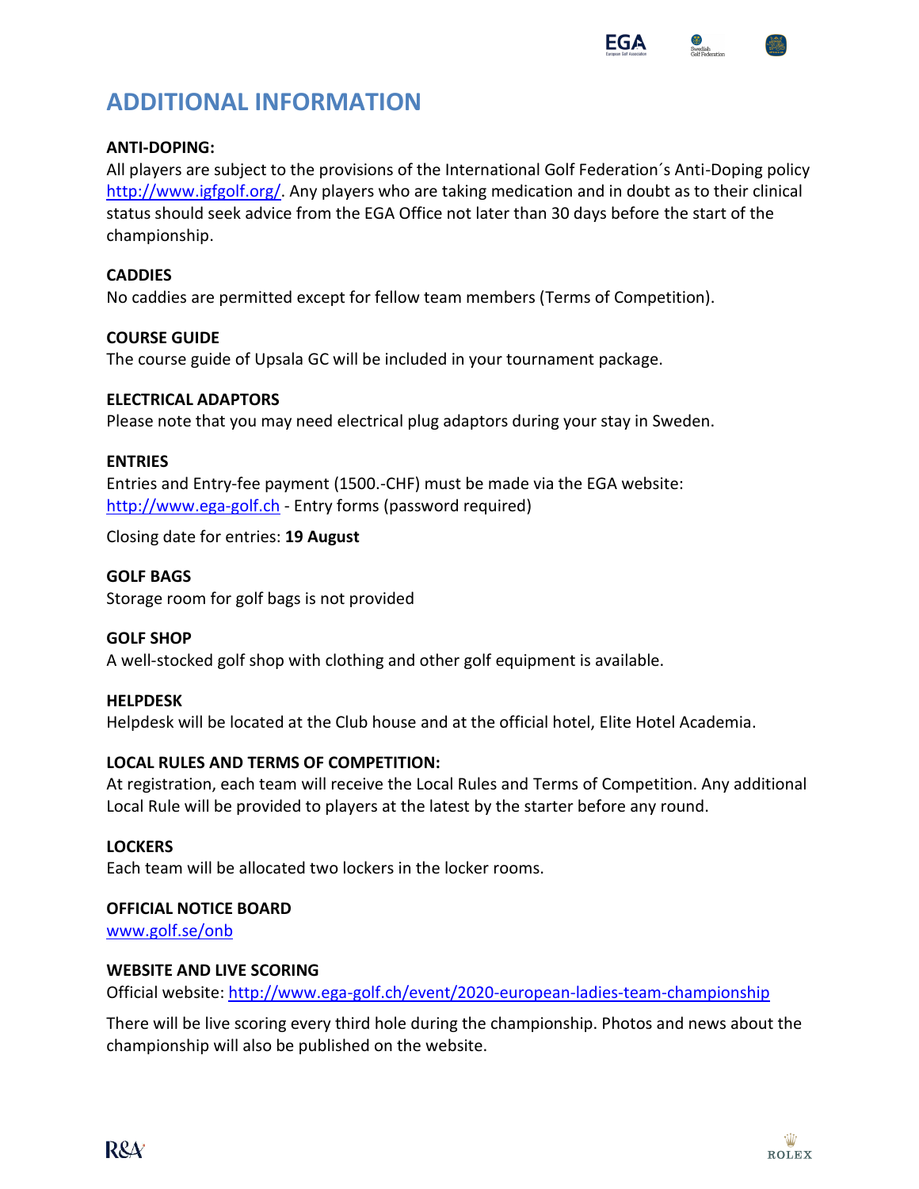# ADDITIONAL INFORMATION

**ANTI-DOPING:**

All players are subject to the provisions of the International Golf Federation´s Anti-Doping policy http://www.igfgolf.org/. Any players who are taking medication and in doubt as to their clinical status should seek advice from the EGA Office not later than 30 days before the start of the championship.

**CADDIES**

No caddies are permitted except for fellow team members (Terms of Competition).

**COURSE GUIDE**

The course guide of Upsala GC will be included in your tournament package.

**ELECTRICAL ADAPTORS**

Please note that you may need electrical plug adaptors during your stay in Sweden.

**ENTRIES**

Entries and Entry-fee payment (1500.-CHF) must be made via the EGA website: http://www.ega-golf.ch - Entry forms (password required)

Closing date for entries: **19 August**

**GOLF BAGS**

Storage room for golf bags is not provided

**GOLF SHOP**

A well-stocked golf shop with clothing and other golf equipment is available.

**HELPDESK**

Helpdesk will be located at the Club house and at the official hotel, Elite Hotel Academia.

**LOCAL RULES AND TERMS OF COMPETITION:**

At registration, each team will receive the Local Rules and Terms of Competition. Any additional Local Rule will be provided to players at the latest by the starter before any round.

**LOCKERS**

Each team will be allocated two lockers in the locker rooms.

**OFFICIAL NOTICE BOARD**

www.golf.se/onb

**WEBSITE AND LIVE SCORING**

Official website: http://www.ega-golf.ch/event/2020-european-ladies-team-championship

There will be live scoring every third hole during the championship. Photos and news about the championship will also be published on the website.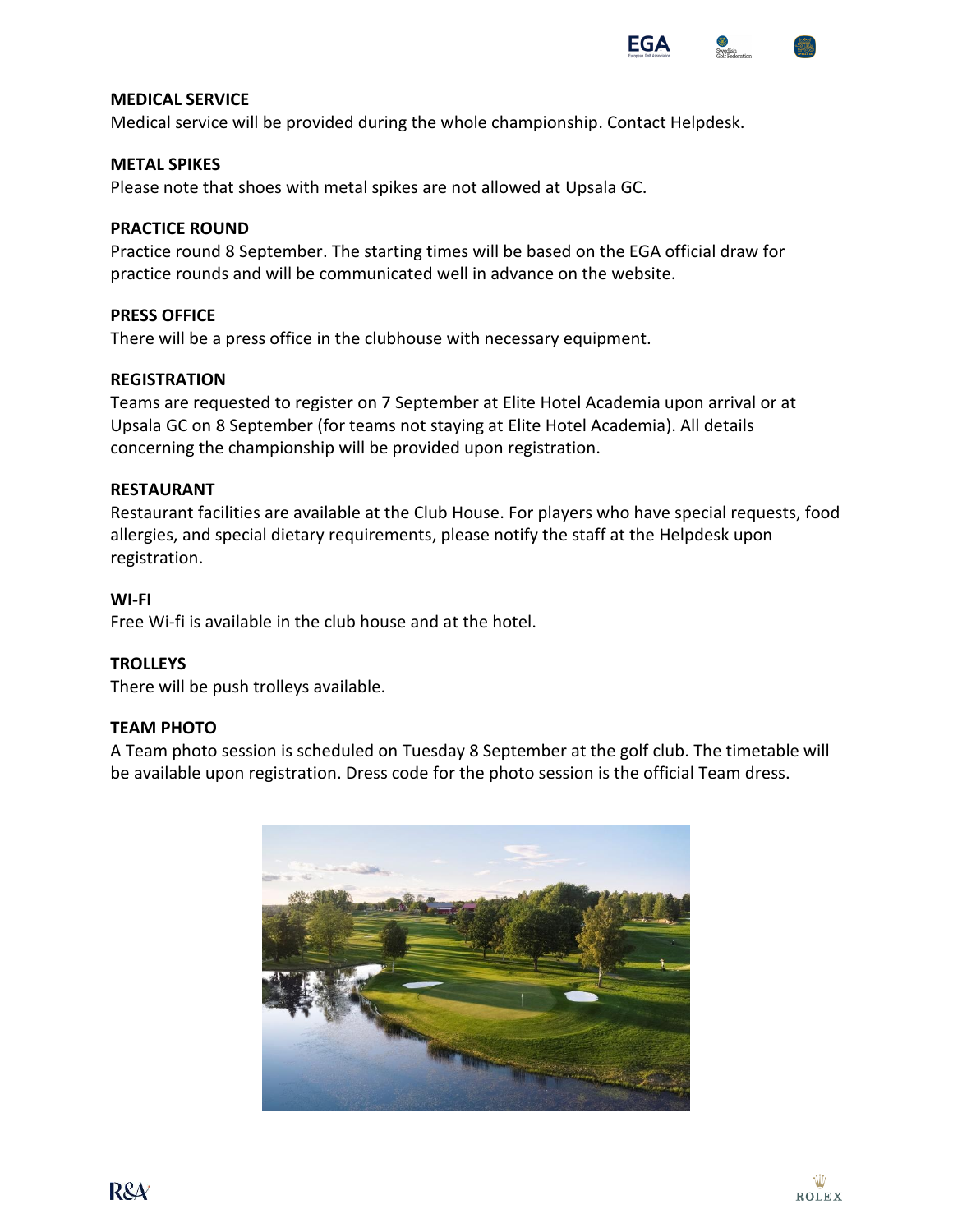## MEDICAL SERVICE

Medical service will be provided during the whole championship. Contact Helpdesk.

## METAL SPIKES

Please note that shoes with metal spikes are not allowed at Upsala GC.

## PRACTICE ROUND

Practice round 8 September. The starting times will be based on the EGA official draw for practice rounds and will be communicated well in advance on the website.

## PRESS OFFICE

There will be a press office in the clubhouse with necessary equipment.

## REGISTRATION

Teams are requested to register on 7 September at Elite Hotel Academia upon arrival or at Upsala GC on 8 September (for teams not staying at Elite Hotel Academia). All details concerning the championship will be provided upon registration.

## RESTAURANT

Restaurant facilities are available at the Club House. For players who have special requests, food allergies, and special dietary requirements, please notify the staff at the Helpdesk upon registration.

## WI-FI

Free Wi-fi is available in the club house and at the hotel.

## TROLLEYS

There will be push trolleys available.

## TEAM PHOTO

A Team photo session is scheduled on Tuesday 8 September at the golf club. The timetable will be available upon registration. Dress code for the photo session is the official Team dress.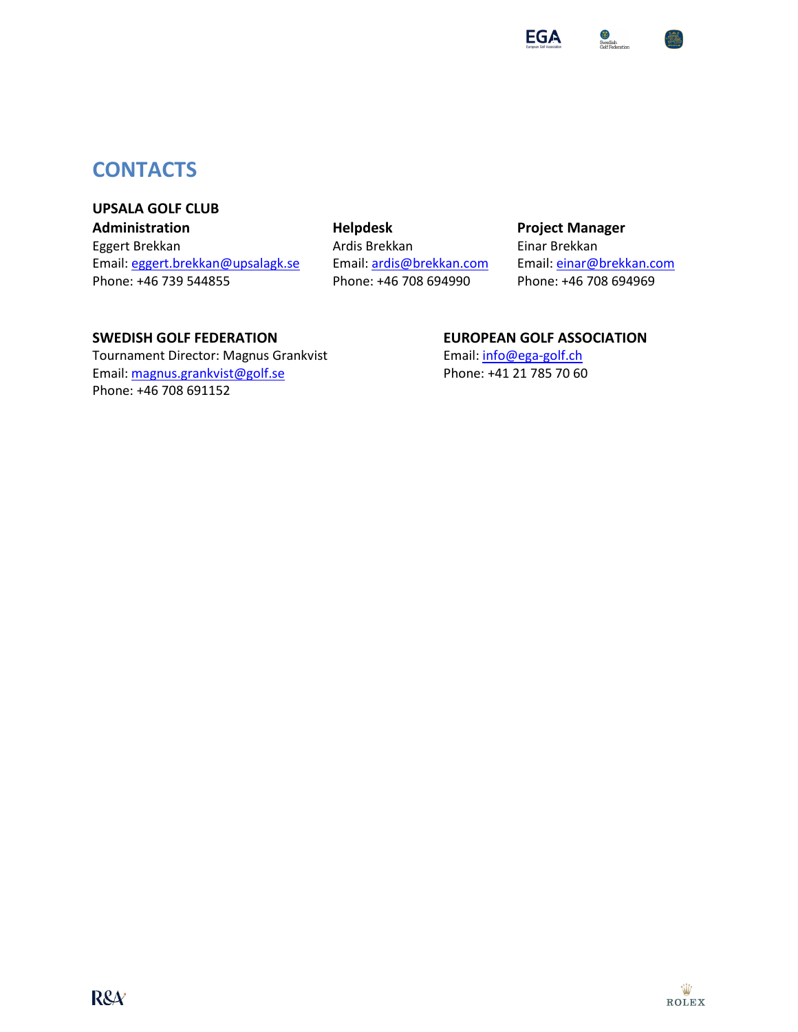# CONTACTS

## UPSALA GOLF CLUB

**Administration**
Eggert Brekkan
Email: eggert.brekkan@upsalagk.se
Phone: +46 739 544855

**Helpdesk**
Ardis Brekkan
Email: ardis@brekkan.com
Phone: +46 708 694990

**Project Manager**
Einar Brekkan
Email: einar@brekkan.com
Phone: +46 708 694969

## SWEDISH GOLF FEDERATION

Tournament Director: Magnus Grankvist
Email: magnus.grankvist@golf.se
Phone: +46 708 691152

## EUROPEAN GOLF ASSOCIATION

Email: info@ega-golf.ch
Phone: +41 21 785 70 60